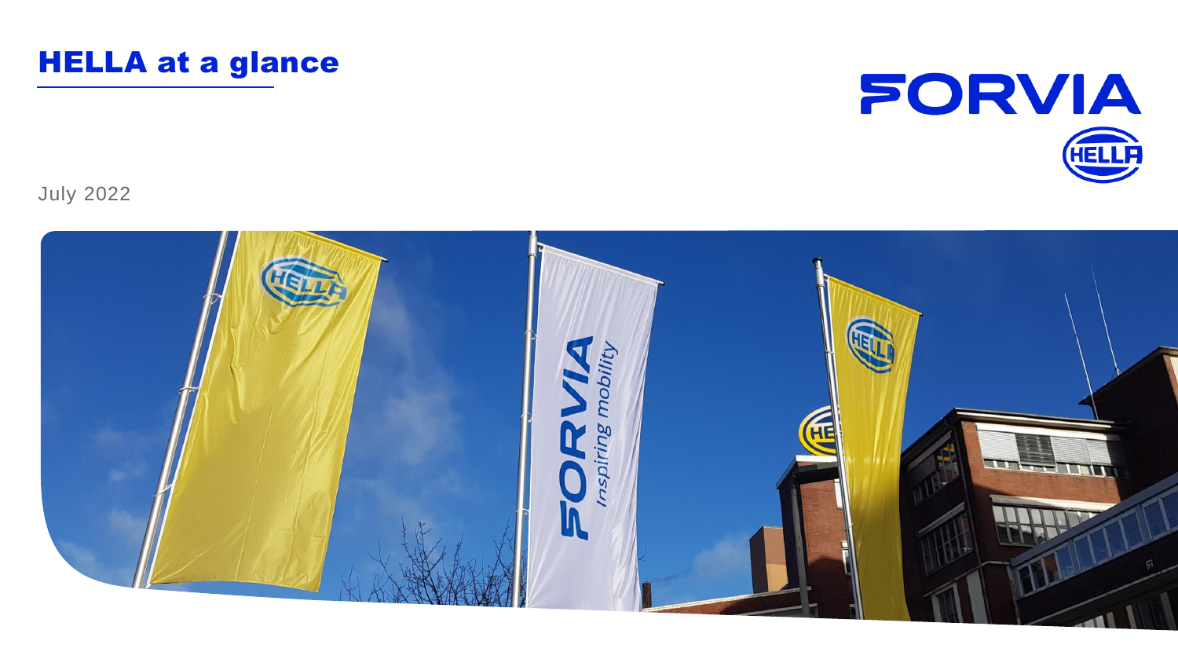# HELLA at a glance

July 2022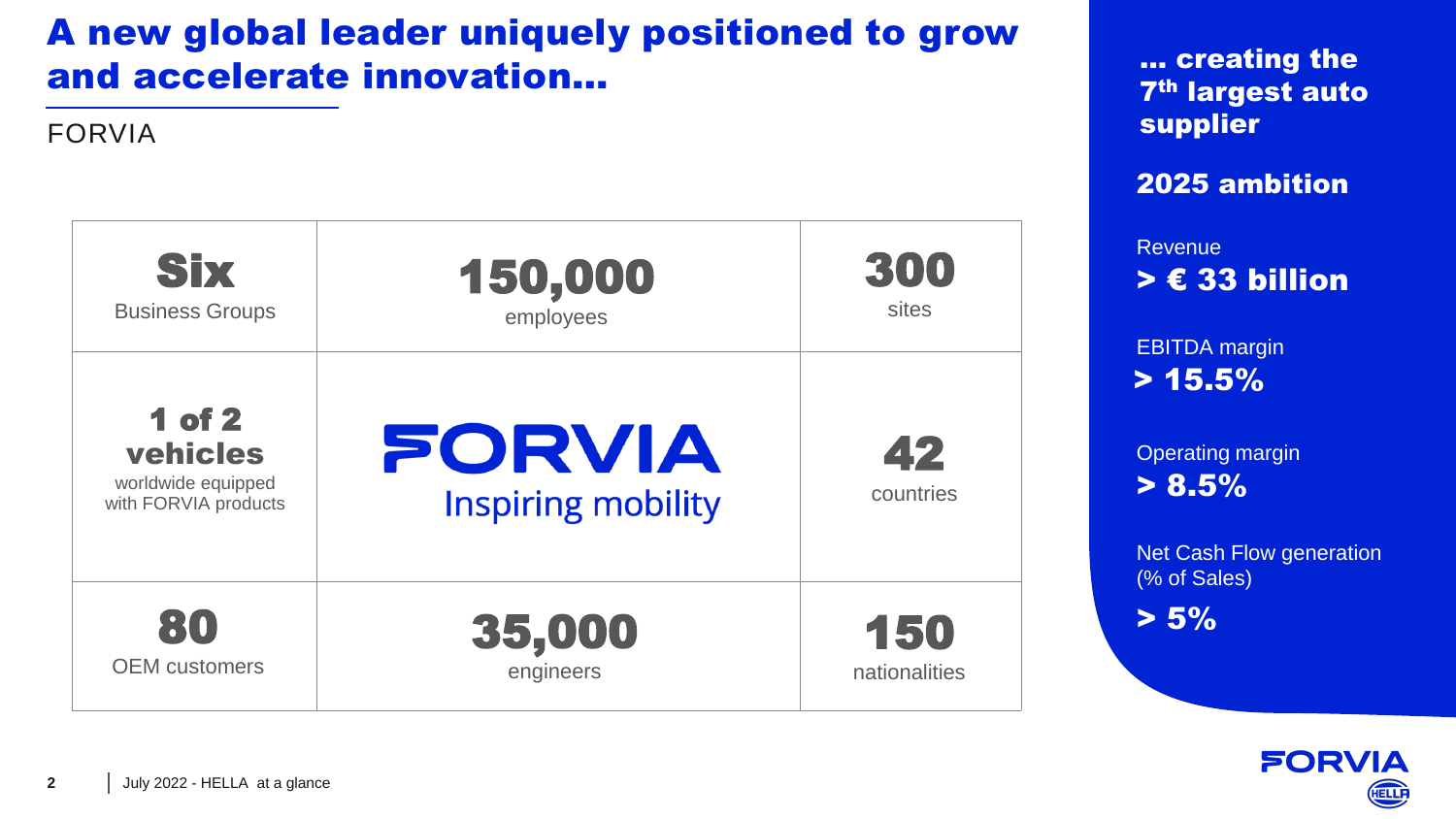# A new global leader uniquely positioned to grow and accelerate innovation...

FORVIA

| **Six** Business Groups | **150,000** employees | **300** sites |
|---|---|---|
| **1 of 2 vehicles** worldwide equipped with FORVIA products | FORVIA Inspiring mobility | **42** countries |
| **80** OEM customers | **35,000** engineers | **150** nationalities |

## ... creating the 7th largest auto supplier

**2025 ambition**

Revenue
**> € 33 billion**

EBITDA margin
**> 15.5%**

Operating margin
**> 8.5%**

Net Cash Flow generation (% of Sales)
**> 5%**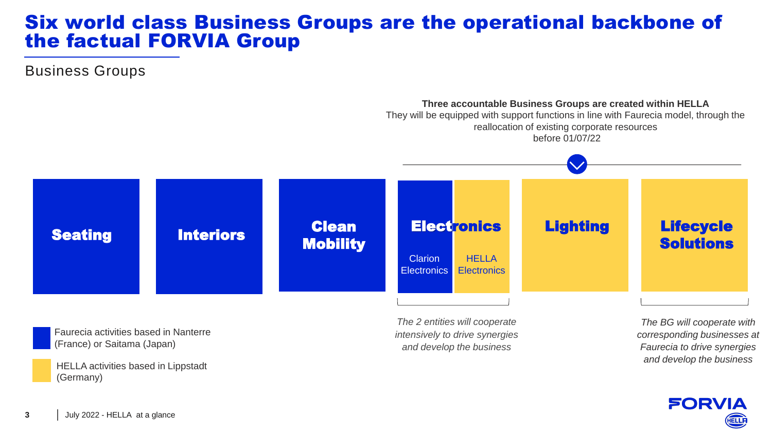# Six world class Business Groups are the operational backbone of the factual FORVIA Group

## Business Groups

**Three accountable Business Groups are created within HELLA**
They will be equipped with support functions in line with Faurecia model, through the reallocation of existing corporate resources before 01/07/22

- **Seating**
- **Interiors**
- **Clean Mobility**
- **Electronics**
  - Clarion Electronics
  - HELLA Electronics
- **Lighting**
- **Lifecycle Solutions**

*The 2 entities will cooperate intensively to drive synergies and develop the business*

*The BG will cooperate with corresponding businesses at Faurecia to drive synergies and develop the business*

- Faurecia activities based in Nanterre (France) or Saitama (Japan)
- HELLA activities based in Lippstadt (Germany)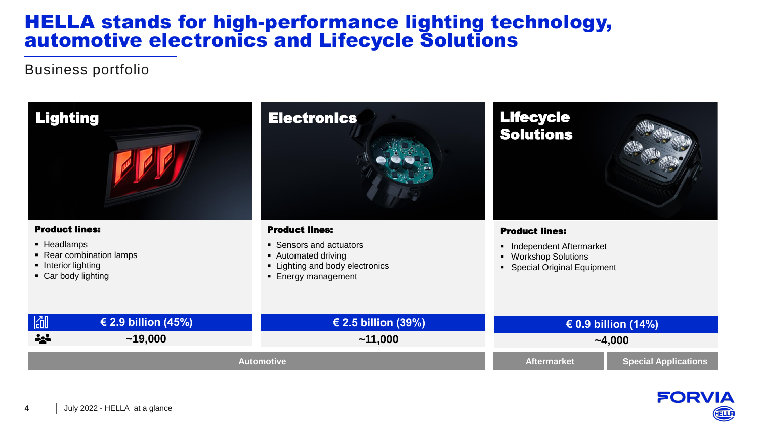# HELLA stands for high-performance lighting technology, automotive electronics and Lifecycle Solutions

Business portfolio

## Lighting

**Product lines:**

- Headlamps
- Rear combination lamps
- Interior lighting
- Car body lighting

**€ 2.9 billion (45%)**

~19,000

## Electronics

**Product lines:**

- Sensors and actuators
- Automated driving
- Lighting and body electronics
- Energy management

**€ 2.5 billion (39%)**

~11,000

## Lifecycle Solutions

**Product lines:**

- Independent Aftermarket
- Workshop Solutions
- Special Original Equipment

**€ 0.9 billion (14%)**

~4,000

| Automotive | | Aftermarket | Special Applications |
|---|---|---|---|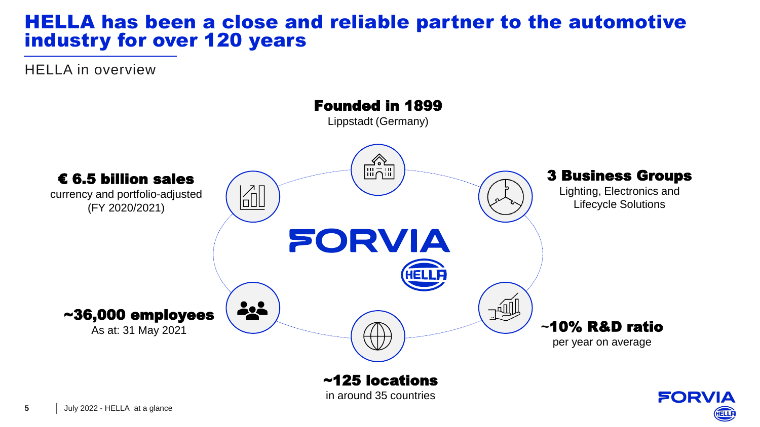# HELLA has been a close and reliable partner to the automotive industry for over 120 years

HELLA in overview

**Founded in 1899**
Lippstadt (Germany)

**€ 6.5 billion sales**
currency and portfolio-adjusted (FY 2020/2021)

**3 Business Groups**
Lighting, Electronics and Lifecycle Solutions

FORVIA HELLA

**~36,000 employees**
As at: 31 May 2021

**~10% R&D ratio**
per year on average

**~125 locations**
in around 35 countries

July 2022 - HELLA at a glance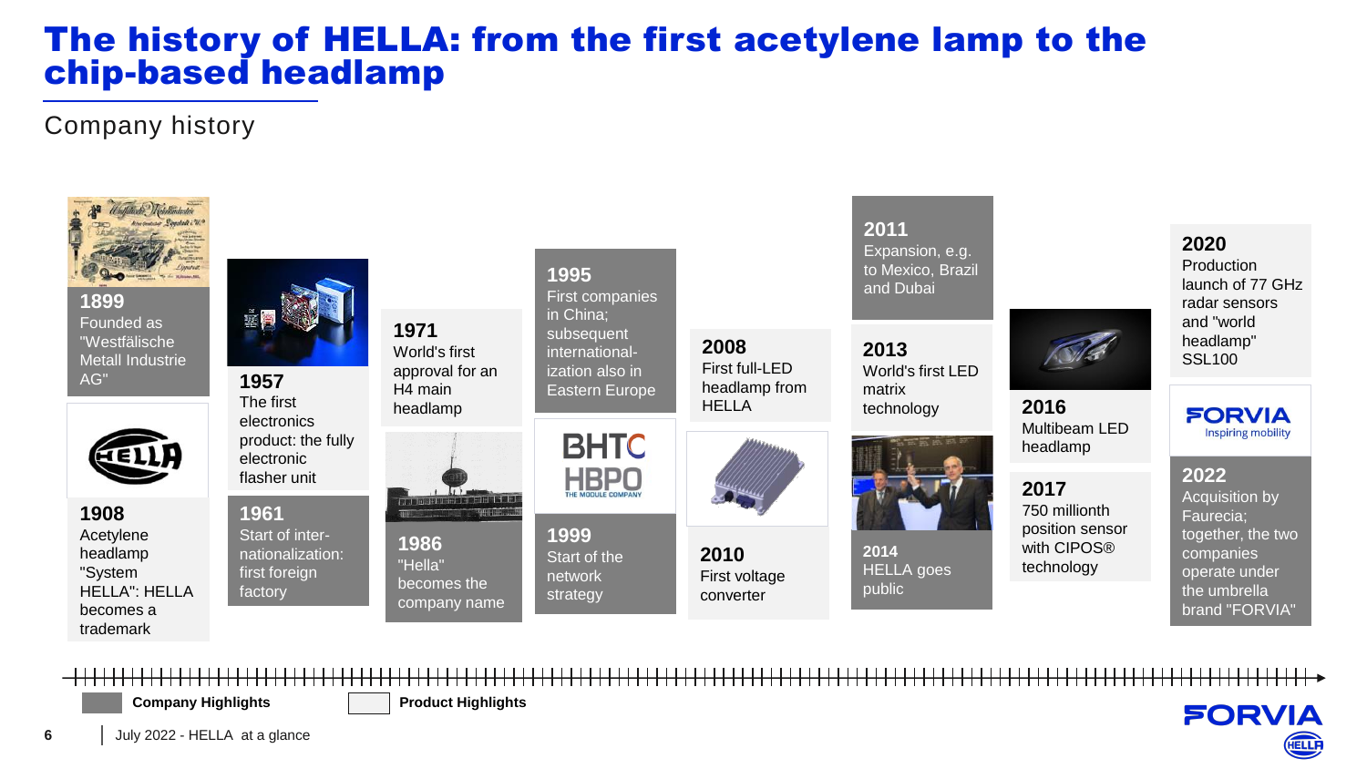# The history of HELLA: from the first acetylene lamp to the chip-based headlamp

## Company history

**1899**
Founded as "Westfälische Metall Industrie AG"

**1908**
Acetylene headlamp "System HELLA": HELLA becomes a trademark

**1957**
The first electronics product: the fully electronic flasher unit

**1961**
Start of internationalization: first foreign factory

**1971**
World's first approval for an H4 main headlamp

**1986**
"Hella" becomes the company name

**1995**
First companies in China; subsequent internationalization also in Eastern Europe

**1999**
Start of the network strategy

**2008**
First full-LED headlamp from HELLA

**2010**
First voltage converter

**2011**
Expansion, e.g. to Mexico, Brazil and Dubai

**2013**
World's first LED matrix technology

**2014**
HELLA goes public

**2016**
Multibeam LED headlamp

**2017**
750 millionth position sensor with CIPOS® technology

**2020**
Production launch of 77 GHz radar sensors and "world headlamp" SSL100

**2022**
Acquisition by Faurecia; together, the two companies operate under the umbrella brand "FORVIA"

Company Highlights | Product Highlights

July 2022 - HELLA at a glance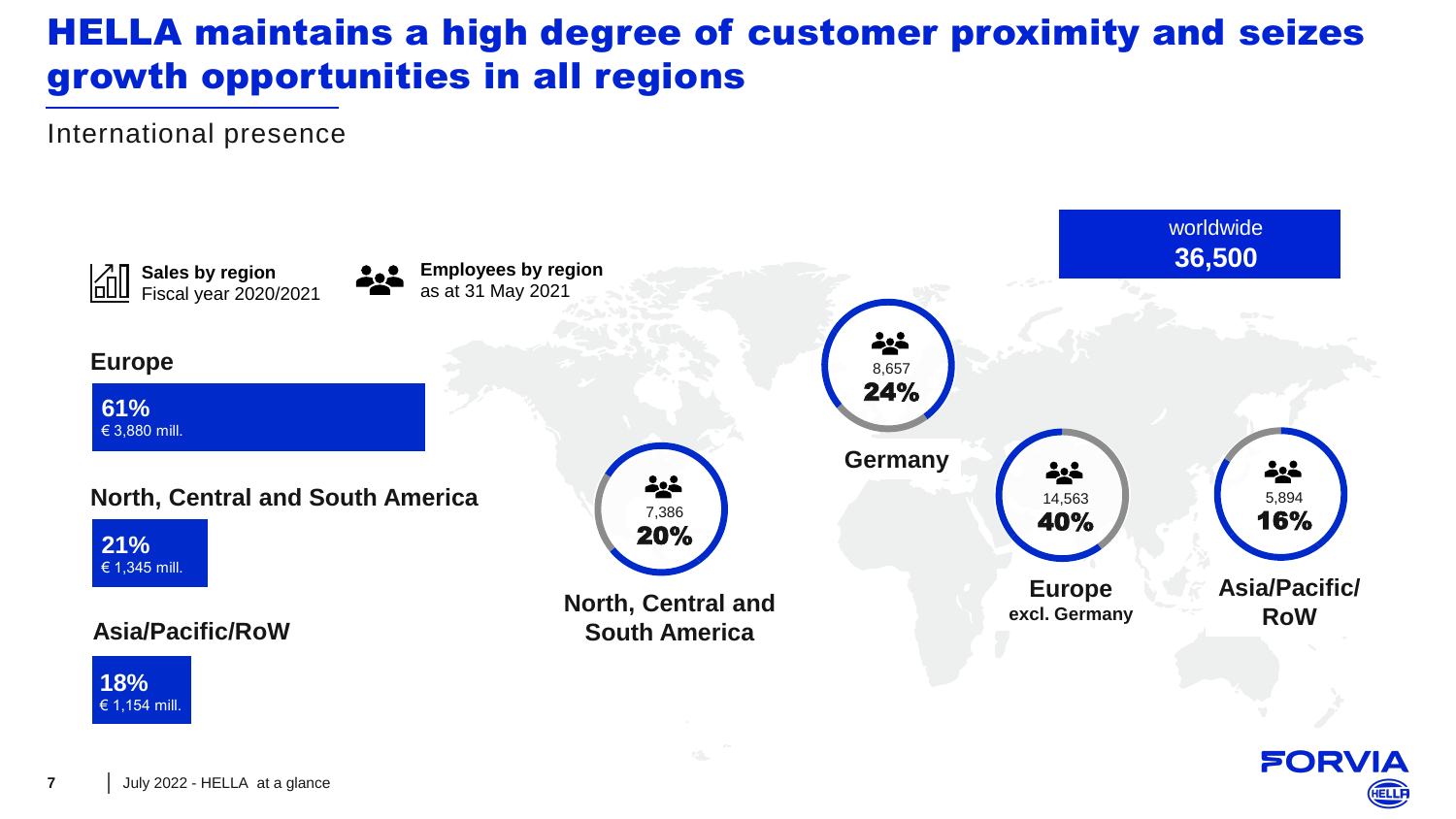# HELLA maintains a high degree of customer proximity and seizes growth opportunities in all regions

International presence

**Sales by region**
Fiscal year 2020/2021

**Employees by region**
as at 31 May 2021

worldwide
**36,500**

### Europe

**61%**
€ 3,880 mill.

### North, Central and South America

**21%**
€ 1,345 mill.

### Asia/Pacific/RoW

**18%**
€ 1,154 mill.

**Germany**
8,657
**24%**

**North, Central and South America**
7,386
**20%**

**Europe excl. Germany**
14,563
**40%**

**Asia/Pacific/ RoW**
5,894
**16%**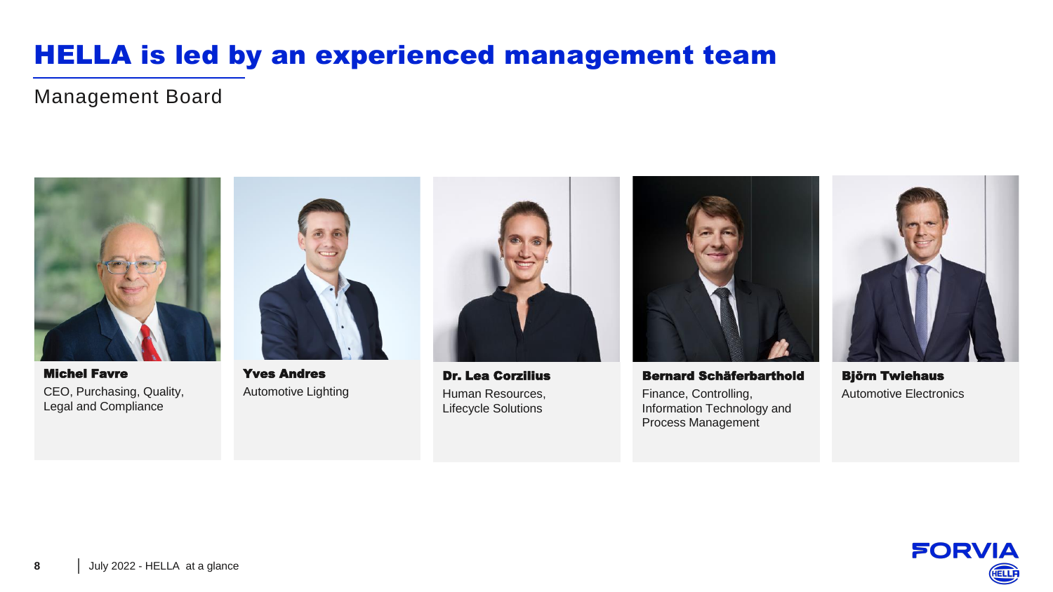# HELLA is led by an experienced management team

Management Board

**Michel Favre**
CEO, Purchasing, Quality, Legal and Compliance

**Yves Andres**
Automotive Lighting

**Dr. Lea Corzilius**
Human Resources, Lifecycle Solutions

**Bernard Schäferbarthold**
Finance, Controlling, Information Technology and Process Management

**Björn Twiehaus**
Automotive Electronics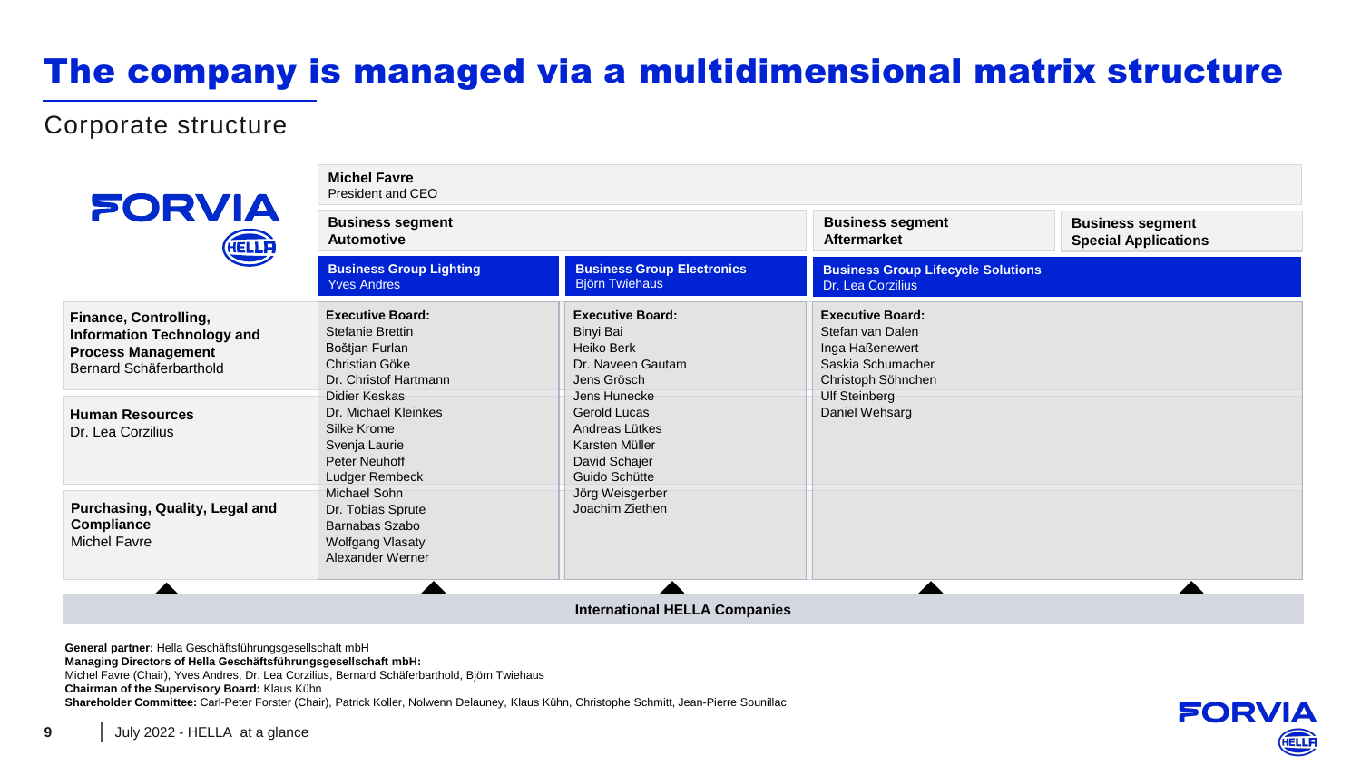# The company is managed via a multidimensional matrix structure

## Corporate structure

FORVIA HELLA

**Michel Favre**
President and CEO

| | **Business segment Automotive** | | **Business segment Aftermarket** | **Business segment Special Applications** |
|---|---|---|---|---|
| | **Business Group Lighting** Yves Andres | **Business Group Electronics** Björn Twiehaus | **Business Group Lifecycle Solutions** Dr. Lea Corzilius | |
| **Finance, Controlling, Information Technology and Process Management** Bernard Schäferbarthold | **Executive Board:** Stefanie Brettin, Boštjan Furlan, Christian Göke, Dr. Christof Hartmann, Didier Keskas, Dr. Michael Kleinkes, Silke Krome, Svenja Laurie, Peter Neuhoff, Ludger Rembeck, Michael Sohn, Dr. Tobias Sprute, Barnabas Szabo, Wolfgang Vlasaty, Alexander Werner | **Executive Board:** Binyi Bai, Heiko Berk, Dr. Naveen Gautam, Jens Grösch, Jens Hunecke, Gerold Lucas, Andreas Lütkes, Karsten Müller, David Schajer, Guido Schütte, Jörg Weisgerber, Joachim Ziethen | **Executive Board:** Stefan van Dalen, Inga Haßenewert, Saskia Schumacher, Christoph Söhnchen, Ulf Steinberg, Daniel Wehsarg | |
| **Human Resources** Dr. Lea Corzilius | | | | |
| **Purchasing, Quality, Legal and Compliance** Michel Favre | | | | |

**International HELLA Companies**

**General partner:** Hella Geschäftsführungsgesellschaft mbH
**Managing Directors of Hella Geschäftsführungsgesellschaft mbH:**
Michel Favre (Chair), Yves Andres, Dr. Lea Corzilius, Bernard Schäferbarthold, Björn Twiehaus
**Chairman of the Supervisory Board:** Klaus Kühn
**Shareholder Committee:** Carl-Peter Forster (Chair), Patrick Koller, Nolwenn Delauney, Klaus Kühn, Christophe Schmitt, Jean-Pierre Sounillac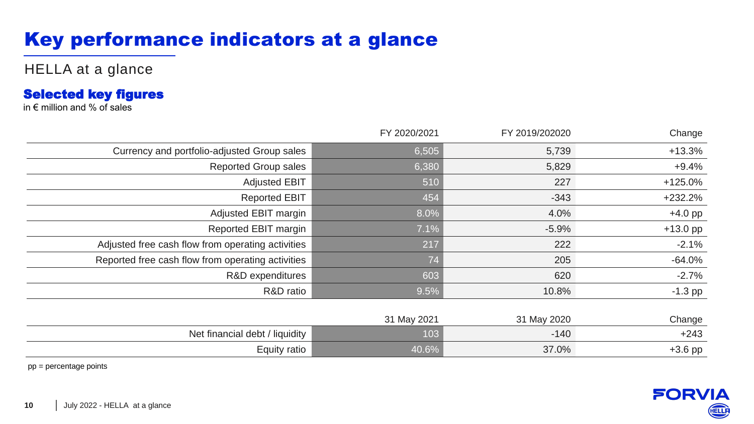# Key performance indicators at a glance

HELLA at a glance

## Selected key figures

in € million and % of sales

| | FY 2020/2021 | FY 2019/202020 | Change |
|---|---|---|---|
| Currency and portfolio-adjusted Group sales | 6,505 | 5,739 | +13.3% |
| Reported Group sales | 6,380 | 5,829 | +9.4% |
| Adjusted EBIT | 510 | 227 | +125.0% |
| Reported EBIT | 454 | -343 | +232.2% |
| Adjusted EBIT margin | 8.0% | 4.0% | +4.0 pp |
| Reported EBIT margin | 7.1% | -5.9% | +13.0 pp |
| Adjusted free cash flow from operating activities | 217 | 222 | -2.1% |
| Reported free cash flow from operating activities | 74 | 205 | -64.0% |
| R&D expenditures | 603 | 620 | -2.7% |
| R&D ratio | 9.5% | 10.8% | -1.3 pp |

| | 31 May 2021 | 31 May 2020 | Change |
|---|---|---|---|
| Net financial debt / liquidity | 103 | -140 | +243 |
| Equity ratio | 40.6% | 37.0% | +3.6 pp |

pp = percentage points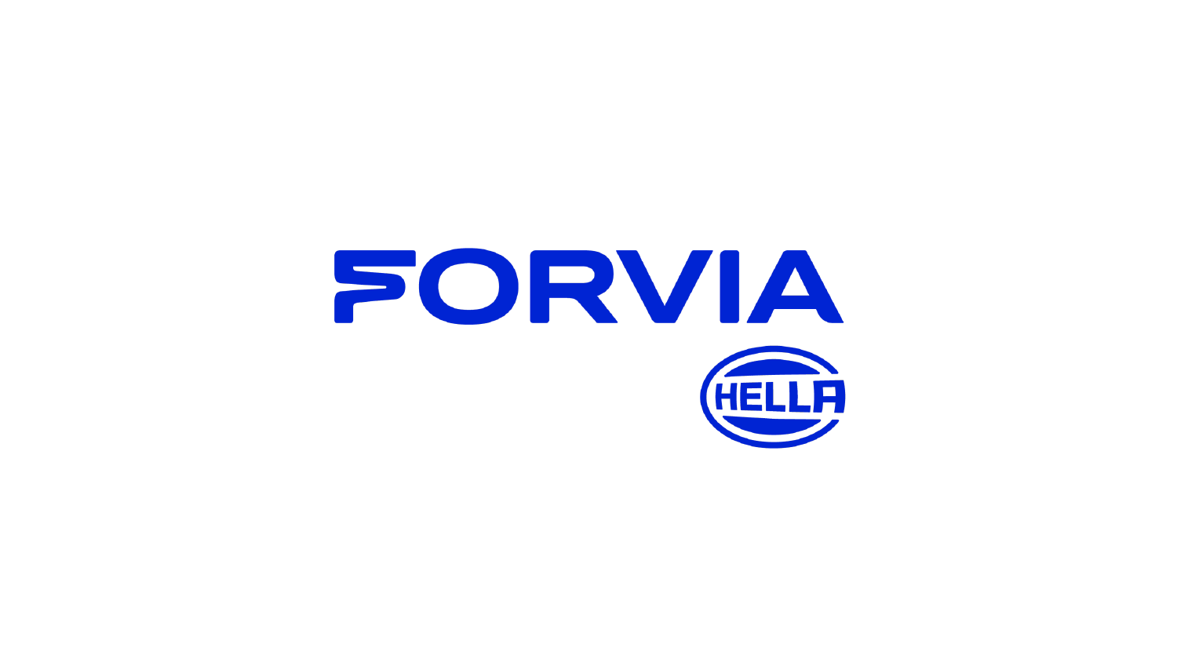FORVIA

HELLA